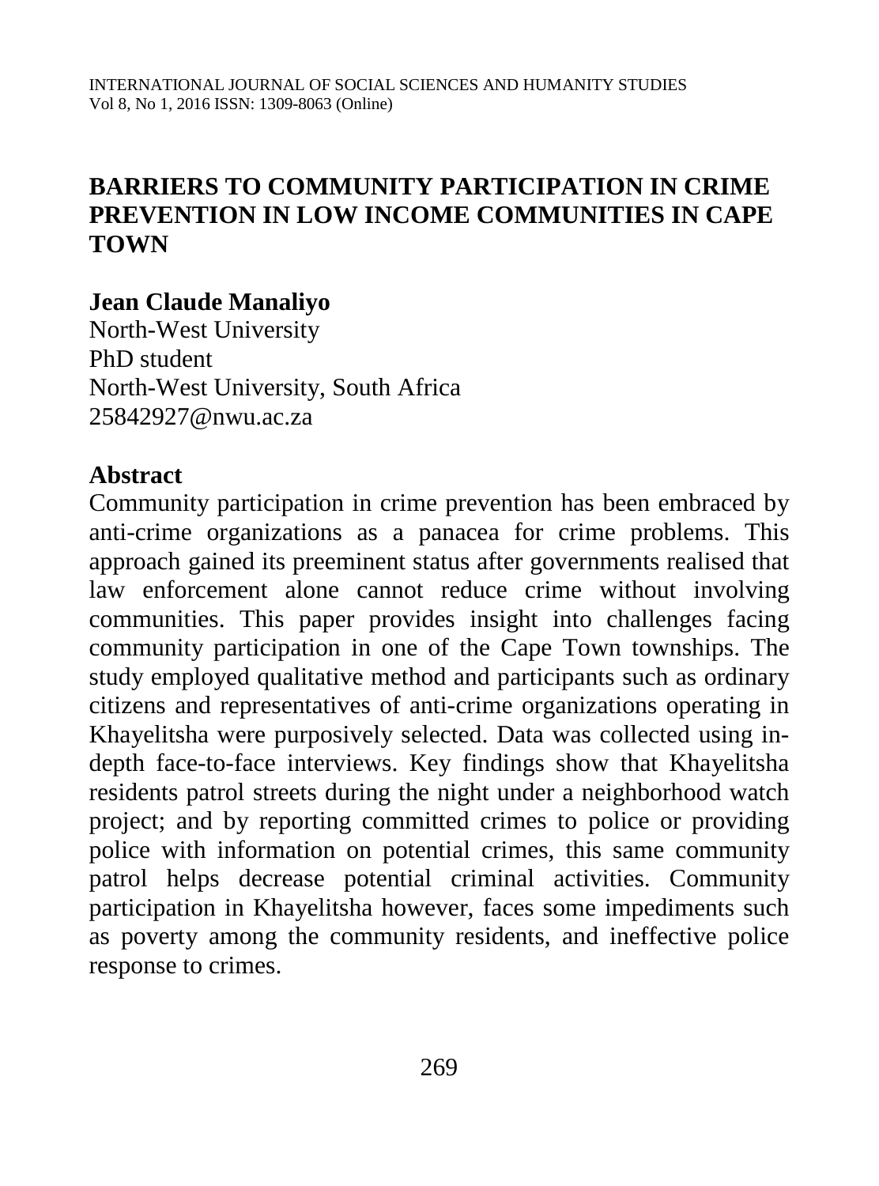# BARRIERS TO COMMUNITY PARTICIPATION IN CRIME PREVENTION IN LOW INCOME COMMUNITIES IN CAPE TOWN

**Jean Claude Manaliyo**
North-West University
PhD student
North-West University, South Africa
25842927@nwu.ac.za

## Abstract

Community participation in crime prevention has been embraced by anti-crime organizations as a panacea for crime problems. This approach gained its preeminent status after governments realised that law enforcement alone cannot reduce crime without involving communities. This paper provides insight into challenges facing community participation in one of the Cape Town townships. The study employed qualitative method and participants such as ordinary citizens and representatives of anti-crime organizations operating in Khayelitsha were purposively selected. Data was collected using in-depth face-to-face interviews. Key findings show that Khayelitsha residents patrol streets during the night under a neighborhood watch project; and by reporting committed crimes to police or providing police with information on potential crimes, this same community patrol helps decrease potential criminal activities. Community participation in Khayelitsha however, faces some impediments such as poverty among the community residents, and ineffective police response to crimes.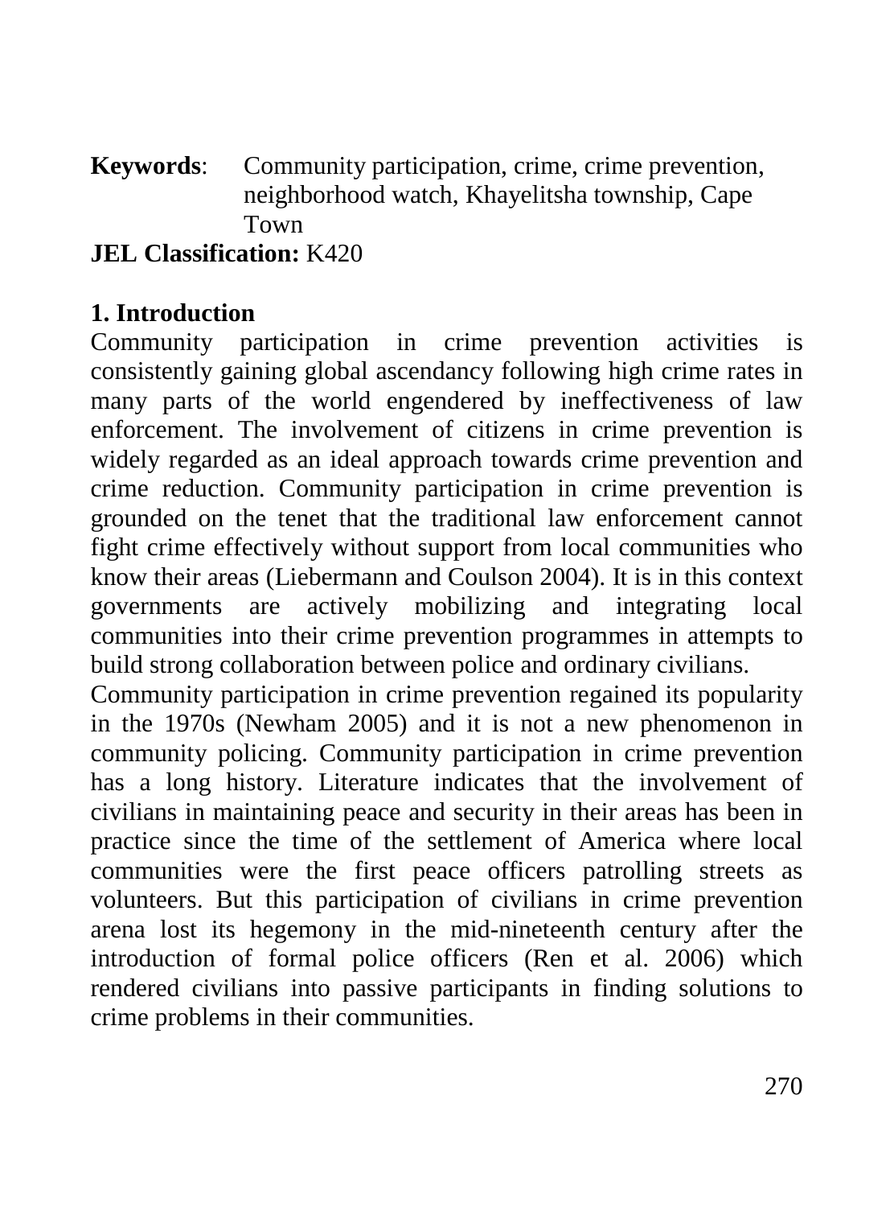**Keywords**: Community participation, crime, crime prevention, neighborhood watch, Khayelitsha township, Cape Town

**JEL Classification:** K420

## 1. Introduction

Community participation in crime prevention activities is consistently gaining global ascendancy following high crime rates in many parts of the world engendered by ineffectiveness of law enforcement. The involvement of citizens in crime prevention is widely regarded as an ideal approach towards crime prevention and crime reduction. Community participation in crime prevention is grounded on the tenet that the traditional law enforcement cannot fight crime effectively without support from local communities who know their areas (Liebermann and Coulson 2004). It is in this context governments are actively mobilizing and integrating local communities into their crime prevention programmes in attempts to build strong collaboration between police and ordinary civilians.

Community participation in crime prevention regained its popularity in the 1970s (Newham 2005) and it is not a new phenomenon in community policing. Community participation in crime prevention has a long history. Literature indicates that the involvement of civilians in maintaining peace and security in their areas has been in practice since the time of the settlement of America where local communities were the first peace officers patrolling streets as volunteers. But this participation of civilians in crime prevention arena lost its hegemony in the mid-nineteenth century after the introduction of formal police officers (Ren et al. 2006) which rendered civilians into passive participants in finding solutions to crime problems in their communities.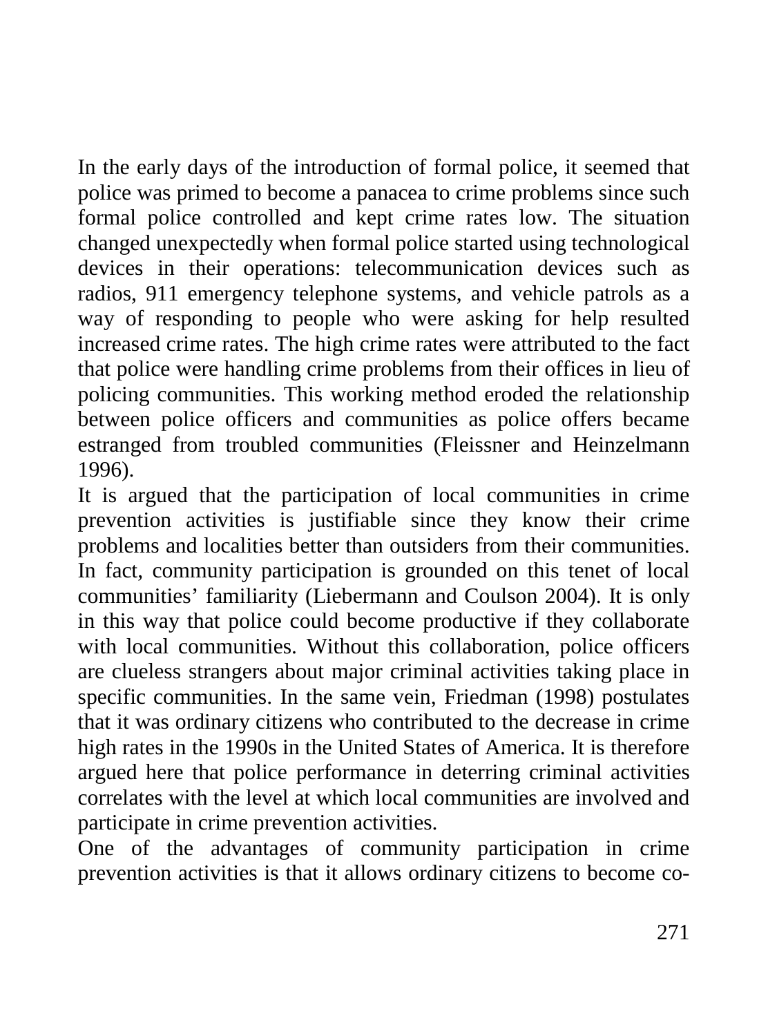In the early days of the introduction of formal police, it seemed that police was primed to become a panacea to crime problems since such formal police controlled and kept crime rates low. The situation changed unexpectedly when formal police started using technological devices in their operations: telecommunication devices such as radios, 911 emergency telephone systems, and vehicle patrols as a way of responding to people who were asking for help resulted increased crime rates. The high crime rates were attributed to the fact that police were handling crime problems from their offices in lieu of policing communities. This working method eroded the relationship between police officers and communities as police offers became estranged from troubled communities (Fleissner and Heinzelmann 1996).

It is argued that the participation of local communities in crime prevention activities is justifiable since they know their crime problems and localities better than outsiders from their communities. In fact, community participation is grounded on this tenet of local communities' familiarity (Liebermann and Coulson 2004). It is only in this way that police could become productive if they collaborate with local communities. Without this collaboration, police officers are clueless strangers about major criminal activities taking place in specific communities. In the same vein, Friedman (1998) postulates that it was ordinary citizens who contributed to the decrease in crime high rates in the 1990s in the United States of America. It is therefore argued here that police performance in deterring criminal activities correlates with the level at which local communities are involved and participate in crime prevention activities.

One of the advantages of community participation in crime prevention activities is that it allows ordinary citizens to become co-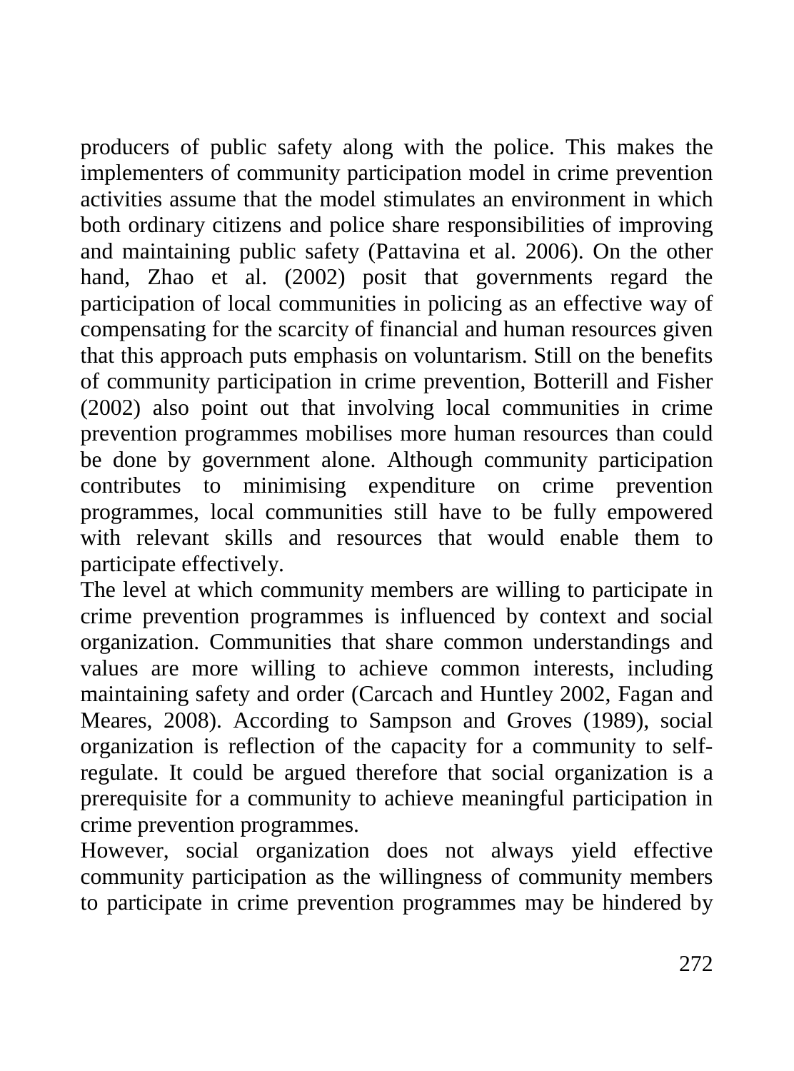producers of public safety along with the police. This makes the implementers of community participation model in crime prevention activities assume that the model stimulates an environment in which both ordinary citizens and police share responsibilities of improving and maintaining public safety (Pattavina et al. 2006). On the other hand, Zhao et al. (2002) posit that governments regard the participation of local communities in policing as an effective way of compensating for the scarcity of financial and human resources given that this approach puts emphasis on voluntarism. Still on the benefits of community participation in crime prevention, Botterill and Fisher (2002) also point out that involving local communities in crime prevention programmes mobilises more human resources than could be done by government alone. Although community participation contributes to minimising expenditure on crime prevention programmes, local communities still have to be fully empowered with relevant skills and resources that would enable them to participate effectively.

The level at which community members are willing to participate in crime prevention programmes is influenced by context and social organization. Communities that share common understandings and values are more willing to achieve common interests, including maintaining safety and order (Carcach and Huntley 2002, Fagan and Meares, 2008). According to Sampson and Groves (1989), social organization is reflection of the capacity for a community to self-regulate. It could be argued therefore that social organization is a prerequisite for a community to achieve meaningful participation in crime prevention programmes.

However, social organization does not always yield effective community participation as the willingness of community members to participate in crime prevention programmes may be hindered by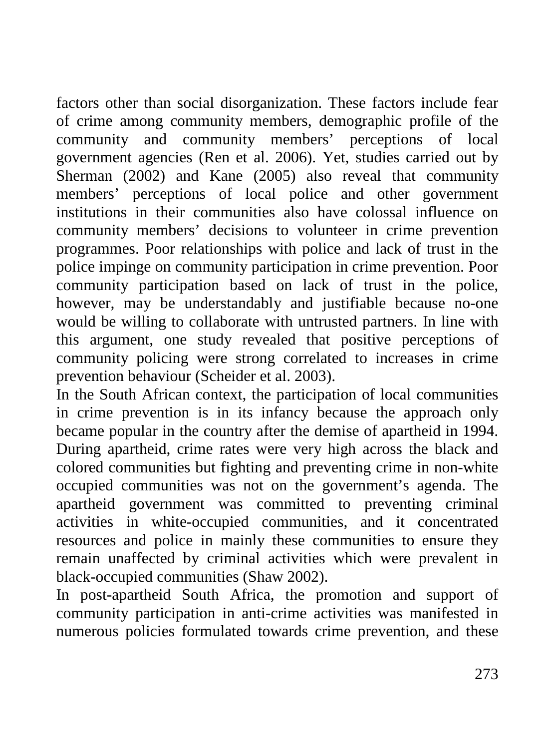factors other than social disorganization. These factors include fear of crime among community members, demographic profile of the community and community members' perceptions of local government agencies (Ren et al. 2006). Yet, studies carried out by Sherman (2002) and Kane (2005) also reveal that community members' perceptions of local police and other government institutions in their communities also have colossal influence on community members' decisions to volunteer in crime prevention programmes. Poor relationships with police and lack of trust in the police impinge on community participation in crime prevention. Poor community participation based on lack of trust in the police, however, may be understandably and justifiable because no-one would be willing to collaborate with untrusted partners. In line with this argument, one study revealed that positive perceptions of community policing were strong correlated to increases in crime prevention behaviour (Scheider et al. 2003).

In the South African context, the participation of local communities in crime prevention is in its infancy because the approach only became popular in the country after the demise of apartheid in 1994. During apartheid, crime rates were very high across the black and colored communities but fighting and preventing crime in non-white occupied communities was not on the government's agenda. The apartheid government was committed to preventing criminal activities in white-occupied communities, and it concentrated resources and police in mainly these communities to ensure they remain unaffected by criminal activities which were prevalent in black-occupied communities (Shaw 2002).

In post-apartheid South Africa, the promotion and support of community participation in anti-crime activities was manifested in numerous policies formulated towards crime prevention, and these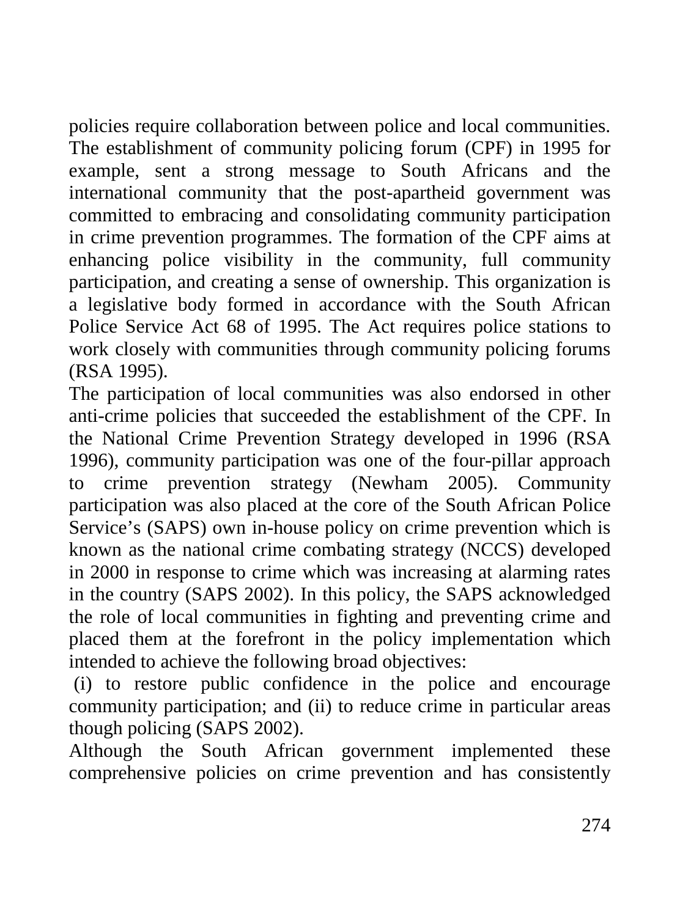policies require collaboration between police and local communities. The establishment of community policing forum (CPF) in 1995 for example, sent a strong message to South Africans and the international community that the post-apartheid government was committed to embracing and consolidating community participation in crime prevention programmes. The formation of the CPF aims at enhancing police visibility in the community, full community participation, and creating a sense of ownership. This organization is a legislative body formed in accordance with the South African Police Service Act 68 of 1995. The Act requires police stations to work closely with communities through community policing forums (RSA 1995).

The participation of local communities was also endorsed in other anti-crime policies that succeeded the establishment of the CPF. In the National Crime Prevention Strategy developed in 1996 (RSA 1996), community participation was one of the four-pillar approach to crime prevention strategy (Newham 2005). Community participation was also placed at the core of the South African Police Service's (SAPS) own in-house policy on crime prevention which is known as the national crime combating strategy (NCCS) developed in 2000 in response to crime which was increasing at alarming rates in the country (SAPS 2002). In this policy, the SAPS acknowledged the role of local communities in fighting and preventing crime and placed them at the forefront in the policy implementation which intended to achieve the following broad objectives:

(i) to restore public confidence in the police and encourage community participation; and (ii) to reduce crime in particular areas though policing (SAPS 2002).

Although the South African government implemented these comprehensive policies on crime prevention and has consistently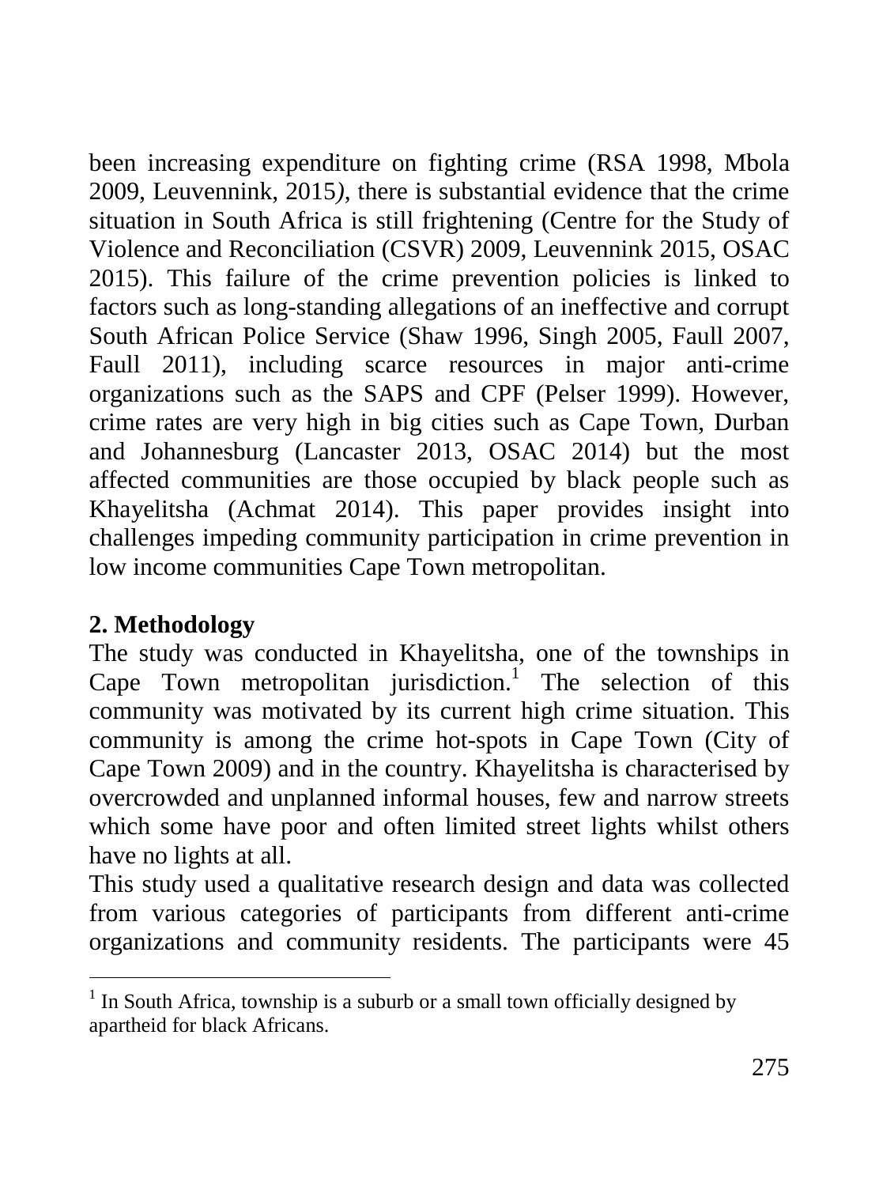been increasing expenditure on fighting crime (RSA 1998, Mbola 2009, Leuvennink, 2015*)*, there is substantial evidence that the crime situation in South Africa is still frightening (Centre for the Study of Violence and Reconciliation (CSVR) 2009, Leuvennink 2015, OSAC 2015). This failure of the crime prevention policies is linked to factors such as long-standing allegations of an ineffective and corrupt South African Police Service (Shaw 1996, Singh 2005, Faull 2007, Faull 2011), including scarce resources in major anti-crime organizations such as the SAPS and CPF (Pelser 1999). However, crime rates are very high in big cities such as Cape Town, Durban and Johannesburg (Lancaster 2013, OSAC 2014) but the most affected communities are those occupied by black people such as Khayelitsha (Achmat 2014). This paper provides insight into challenges impeding community participation in crime prevention in low income communities Cape Town metropolitan.

## 2. Methodology

The study was conducted in Khayelitsha, one of the townships in Cape Town metropolitan jurisdiction.[1] The selection of this community was motivated by its current high crime situation. This community is among the crime hot-spots in Cape Town (City of Cape Town 2009) and in the country. Khayelitsha is characterised by overcrowded and unplanned informal houses, few and narrow streets which some have poor and often limited street lights whilst others have no lights at all.

This study used a qualitative research design and data was collected from various categories of participants from different anti-crime organizations and community residents. The participants were 45

[1] In South Africa, township is a suburb or a small town officially designed by apartheid for black Africans.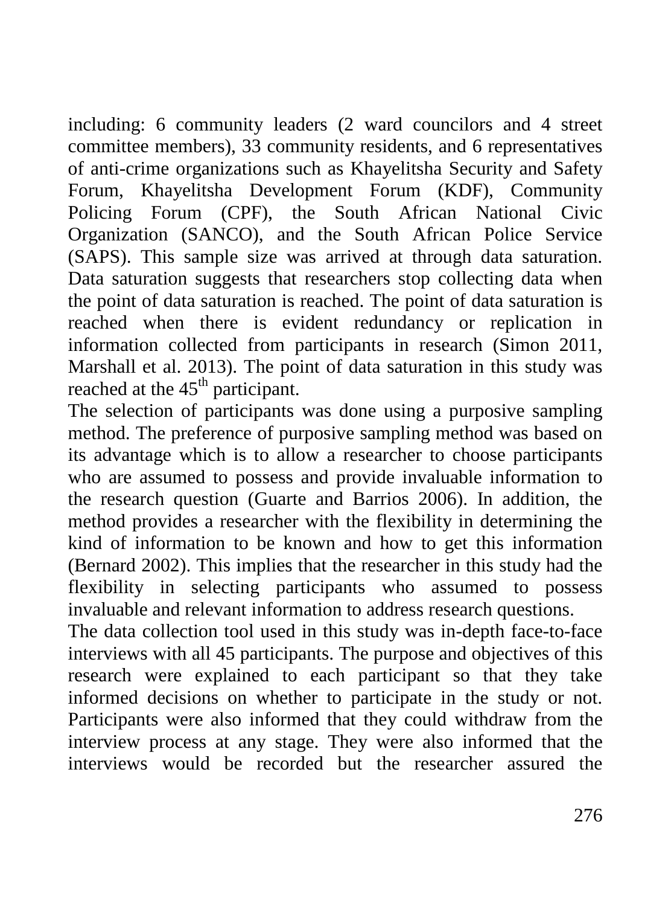including: 6 community leaders (2 ward councilors and 4 street committee members), 33 community residents, and 6 representatives of anti-crime organizations such as Khayelitsha Security and Safety Forum, Khayelitsha Development Forum (KDF), Community Policing Forum (CPF), the South African National Civic Organization (SANCO), and the South African Police Service (SAPS). This sample size was arrived at through data saturation. Data saturation suggests that researchers stop collecting data when the point of data saturation is reached. The point of data saturation is reached when there is evident redundancy or replication in information collected from participants in research (Simon 2011, Marshall et al. 2013). The point of data saturation in this study was reached at the 45th participant.

The selection of participants was done using a purposive sampling method. The preference of purposive sampling method was based on its advantage which is to allow a researcher to choose participants who are assumed to possess and provide invaluable information to the research question (Guarte and Barrios 2006). In addition, the method provides a researcher with the flexibility in determining the kind of information to be known and how to get this information (Bernard 2002). This implies that the researcher in this study had the flexibility in selecting participants who assumed to possess invaluable and relevant information to address research questions.

The data collection tool used in this study was in-depth face-to-face interviews with all 45 participants. The purpose and objectives of this research were explained to each participant so that they take informed decisions on whether to participate in the study or not. Participants were also informed that they could withdraw from the interview process at any stage. They were also informed that the interviews would be recorded but the researcher assured the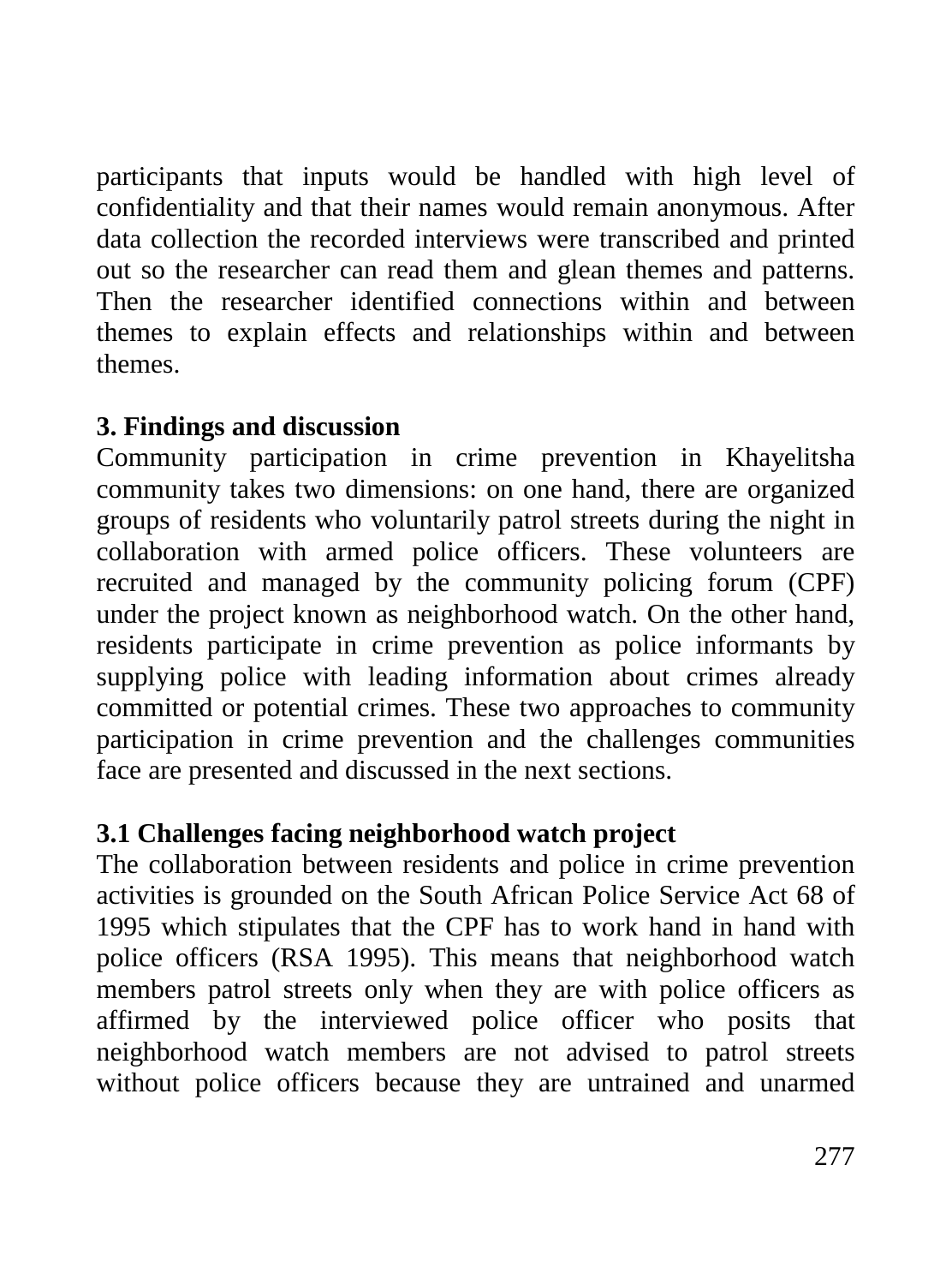participants that inputs would be handled with high level of confidentiality and that their names would remain anonymous. After data collection the recorded interviews were transcribed and printed out so the researcher can read them and glean themes and patterns. Then the researcher identified connections within and between themes to explain effects and relationships within and between themes.

## 3. Findings and discussion

Community participation in crime prevention in Khayelitsha community takes two dimensions: on one hand, there are organized groups of residents who voluntarily patrol streets during the night in collaboration with armed police officers. These volunteers are recruited and managed by the community policing forum (CPF) under the project known as neighborhood watch. On the other hand, residents participate in crime prevention as police informants by supplying police with leading information about crimes already committed or potential crimes. These two approaches to community participation in crime prevention and the challenges communities face are presented and discussed in the next sections.

### 3.1 Challenges facing neighborhood watch project

The collaboration between residents and police in crime prevention activities is grounded on the South African Police Service Act 68 of 1995 which stipulates that the CPF has to work hand in hand with police officers (RSA 1995). This means that neighborhood watch members patrol streets only when they are with police officers as affirmed by the interviewed police officer who posits that neighborhood watch members are not advised to patrol streets without police officers because they are untrained and unarmed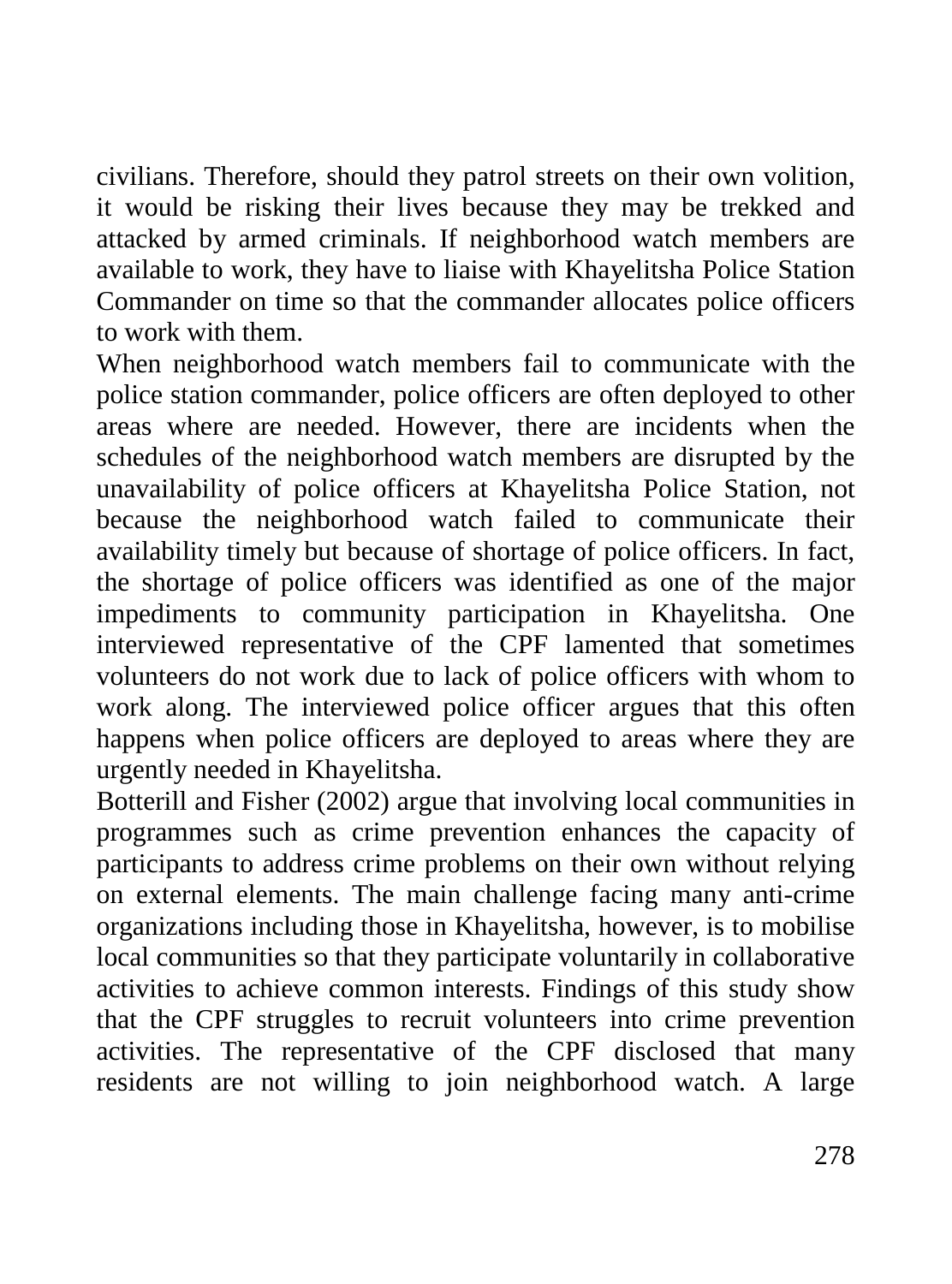civilians. Therefore, should they patrol streets on their own volition, it would be risking their lives because they may be trekked and attacked by armed criminals. If neighborhood watch members are available to work, they have to liaise with Khayelitsha Police Station Commander on time so that the commander allocates police officers to work with them.

When neighborhood watch members fail to communicate with the police station commander, police officers are often deployed to other areas where are needed. However, there are incidents when the schedules of the neighborhood watch members are disrupted by the unavailability of police officers at Khayelitsha Police Station, not because the neighborhood watch failed to communicate their availability timely but because of shortage of police officers. In fact, the shortage of police officers was identified as one of the major impediments to community participation in Khayelitsha. One interviewed representative of the CPF lamented that sometimes volunteers do not work due to lack of police officers with whom to work along. The interviewed police officer argues that this often happens when police officers are deployed to areas where they are urgently needed in Khayelitsha.

Botterill and Fisher (2002) argue that involving local communities in programmes such as crime prevention enhances the capacity of participants to address crime problems on their own without relying on external elements. The main challenge facing many anti-crime organizations including those in Khayelitsha, however, is to mobilise local communities so that they participate voluntarily in collaborative activities to achieve common interests. Findings of this study show that the CPF struggles to recruit volunteers into crime prevention activities. The representative of the CPF disclosed that many residents are not willing to join neighborhood watch. A large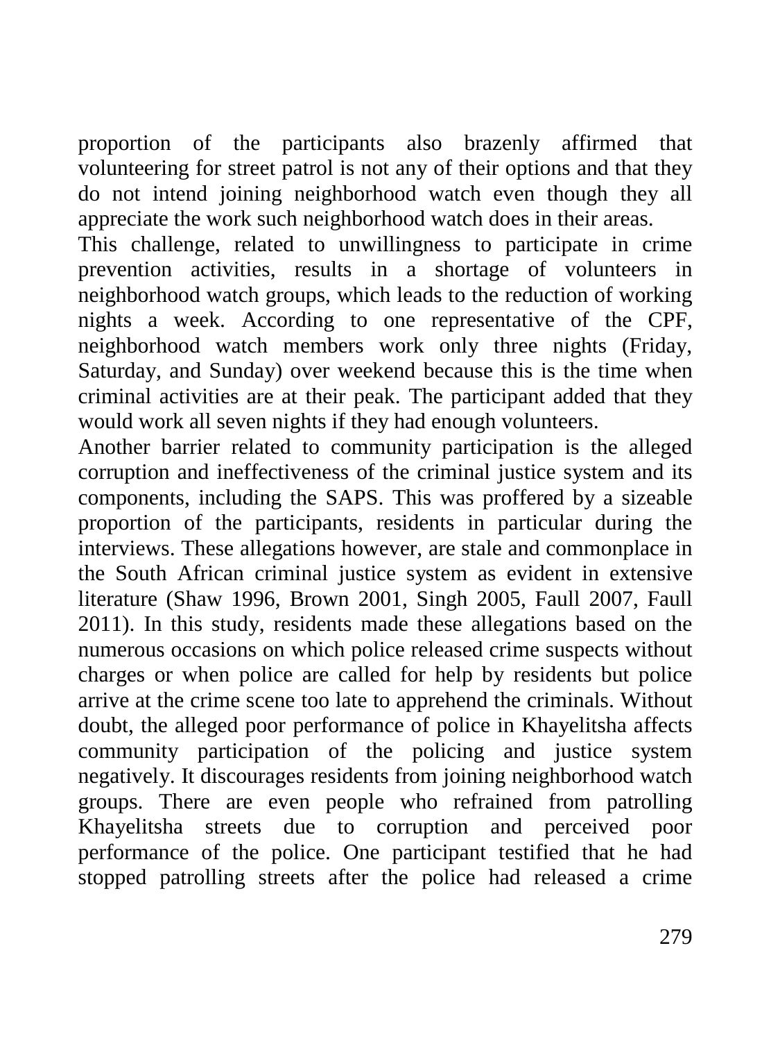proportion of the participants also brazenly affirmed that volunteering for street patrol is not any of their options and that they do not intend joining neighborhood watch even though they all appreciate the work such neighborhood watch does in their areas.

This challenge, related to unwillingness to participate in crime prevention activities, results in a shortage of volunteers in neighborhood watch groups, which leads to the reduction of working nights a week. According to one representative of the CPF, neighborhood watch members work only three nights (Friday, Saturday, and Sunday) over weekend because this is the time when criminal activities are at their peak. The participant added that they would work all seven nights if they had enough volunteers.

Another barrier related to community participation is the alleged corruption and ineffectiveness of the criminal justice system and its components, including the SAPS. This was proffered by a sizeable proportion of the participants, residents in particular during the interviews. These allegations however, are stale and commonplace in the South African criminal justice system as evident in extensive literature (Shaw 1996, Brown 2001, Singh 2005, Faull 2007, Faull 2011). In this study, residents made these allegations based on the numerous occasions on which police released crime suspects without charges or when police are called for help by residents but police arrive at the crime scene too late to apprehend the criminals. Without doubt, the alleged poor performance of police in Khayelitsha affects community participation of the policing and justice system negatively. It discourages residents from joining neighborhood watch groups. There are even people who refrained from patrolling Khayelitsha streets due to corruption and perceived poor performance of the police. One participant testified that he had stopped patrolling streets after the police had released a crime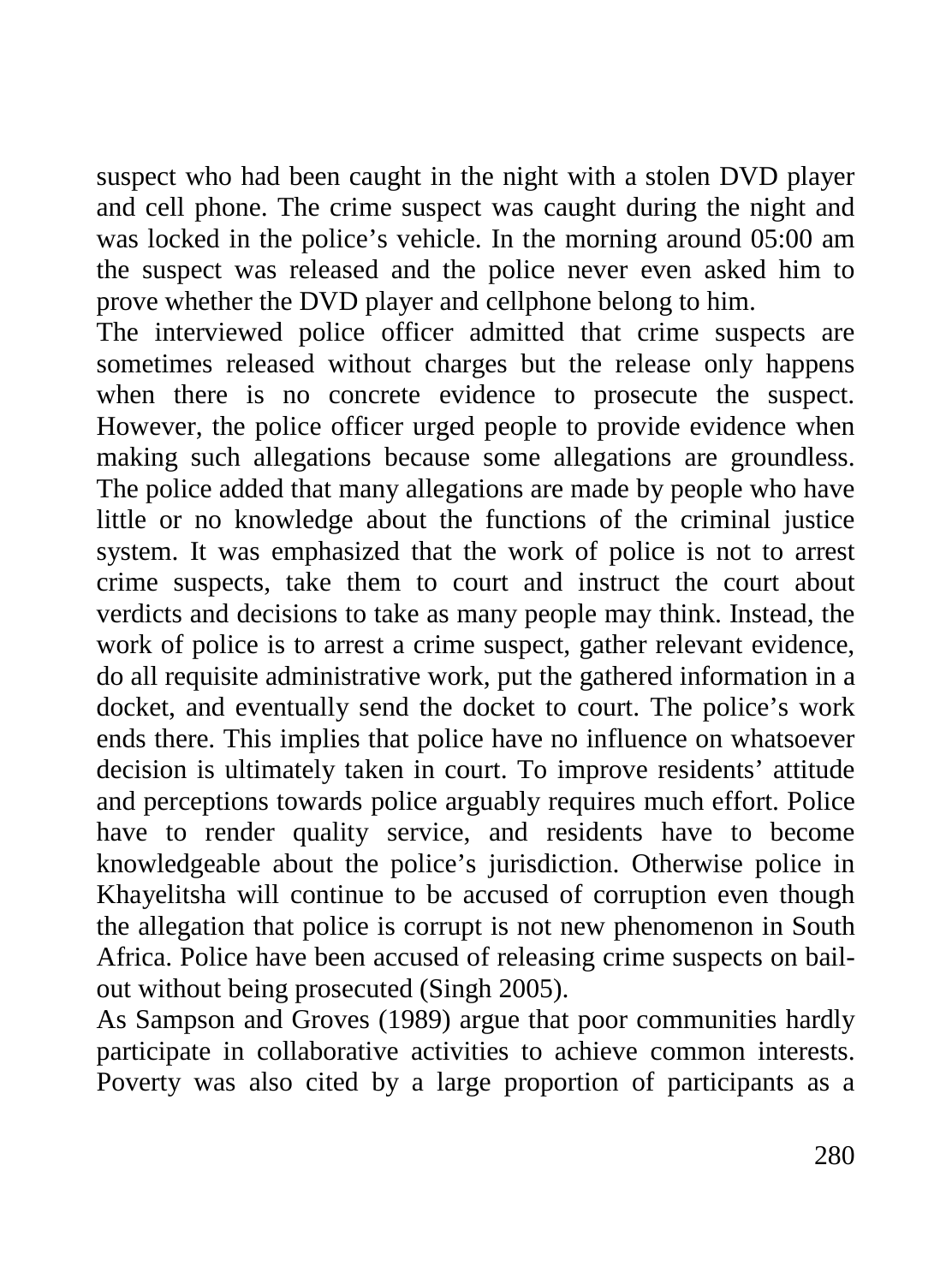suspect who had been caught in the night with a stolen DVD player and cell phone. The crime suspect was caught during the night and was locked in the police's vehicle. In the morning around 05:00 am the suspect was released and the police never even asked him to prove whether the DVD player and cellphone belong to him.

The interviewed police officer admitted that crime suspects are sometimes released without charges but the release only happens when there is no concrete evidence to prosecute the suspect. However, the police officer urged people to provide evidence when making such allegations because some allegations are groundless. The police added that many allegations are made by people who have little or no knowledge about the functions of the criminal justice system. It was emphasized that the work of police is not to arrest crime suspects, take them to court and instruct the court about verdicts and decisions to take as many people may think. Instead, the work of police is to arrest a crime suspect, gather relevant evidence, do all requisite administrative work, put the gathered information in a docket, and eventually send the docket to court. The police's work ends there. This implies that police have no influence on whatsoever decision is ultimately taken in court. To improve residents' attitude and perceptions towards police arguably requires much effort. Police have to render quality service, and residents have to become knowledgeable about the police's jurisdiction. Otherwise police in Khayelitsha will continue to be accused of corruption even though the allegation that police is corrupt is not new phenomenon in South Africa. Police have been accused of releasing crime suspects on bail-out without being prosecuted (Singh 2005).

As Sampson and Groves (1989) argue that poor communities hardly participate in collaborative activities to achieve common interests. Poverty was also cited by a large proportion of participants as a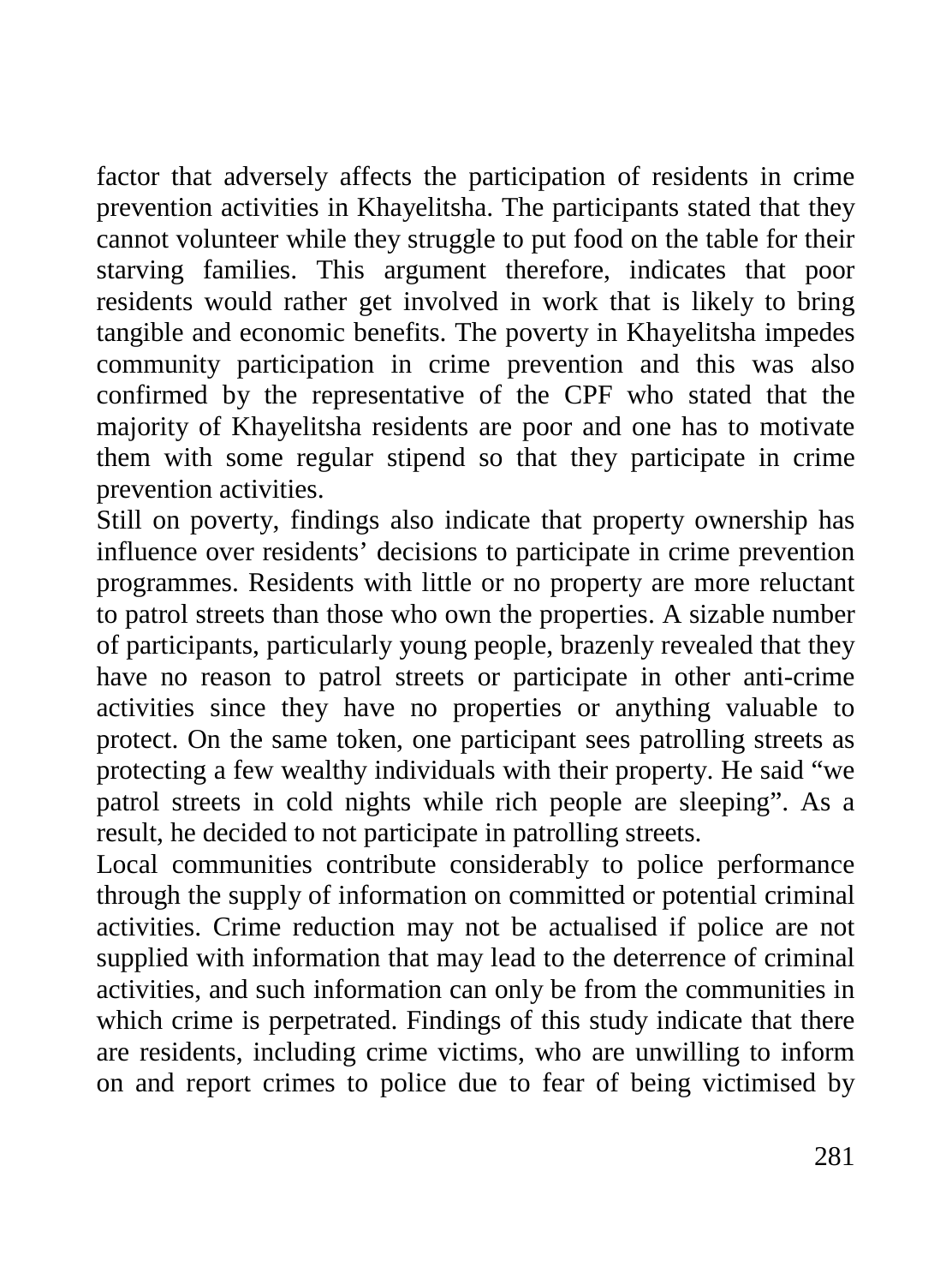factor that adversely affects the participation of residents in crime prevention activities in Khayelitsha. The participants stated that they cannot volunteer while they struggle to put food on the table for their starving families. This argument therefore, indicates that poor residents would rather get involved in work that is likely to bring tangible and economic benefits. The poverty in Khayelitsha impedes community participation in crime prevention and this was also confirmed by the representative of the CPF who stated that the majority of Khayelitsha residents are poor and one has to motivate them with some regular stipend so that they participate in crime prevention activities.

Still on poverty, findings also indicate that property ownership has influence over residents' decisions to participate in crime prevention programmes. Residents with little or no property are more reluctant to patrol streets than those who own the properties. A sizable number of participants, particularly young people, brazenly revealed that they have no reason to patrol streets or participate in other anti-crime activities since they have no properties or anything valuable to protect. On the same token, one participant sees patrolling streets as protecting a few wealthy individuals with their property. He said "we patrol streets in cold nights while rich people are sleeping". As a result, he decided to not participate in patrolling streets.

Local communities contribute considerably to police performance through the supply of information on committed or potential criminal activities. Crime reduction may not be actualised if police are not supplied with information that may lead to the deterrence of criminal activities, and such information can only be from the communities in which crime is perpetrated. Findings of this study indicate that there are residents, including crime victims, who are unwilling to inform on and report crimes to police due to fear of being victimised by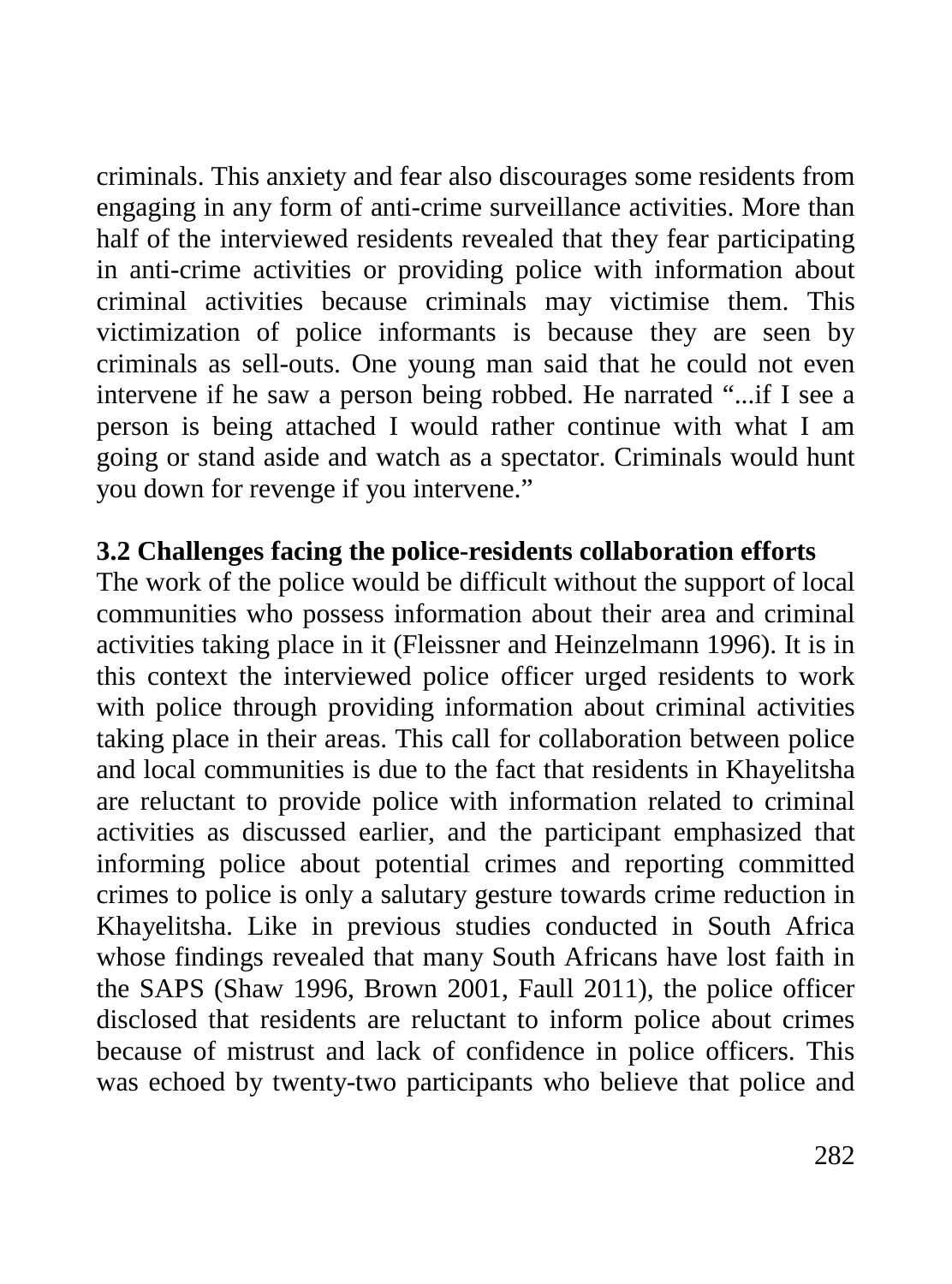criminals. This anxiety and fear also discourages some residents from engaging in any form of anti-crime surveillance activities. More than half of the interviewed residents revealed that they fear participating in anti-crime activities or providing police with information about criminal activities because criminals may victimise them. This victimization of police informants is because they are seen by criminals as sell-outs. One young man said that he could not even intervene if he saw a person being robbed. He narrated "...if I see a person is being attached I would rather continue with what I am going or stand aside and watch as a spectator. Criminals would hunt you down for revenge if you intervene."

**3.2 Challenges facing the police-residents collaboration efforts**

The work of the police would be difficult without the support of local communities who possess information about their area and criminal activities taking place in it (Fleissner and Heinzelmann 1996). It is in this context the interviewed police officer urged residents to work with police through providing information about criminal activities taking place in their areas. This call for collaboration between police and local communities is due to the fact that residents in Khayelitsha are reluctant to provide police with information related to criminal activities as discussed earlier, and the participant emphasized that informing police about potential crimes and reporting committed crimes to police is only a salutary gesture towards crime reduction in Khayelitsha. Like in previous studies conducted in South Africa whose findings revealed that many South Africans have lost faith in the SAPS (Shaw 1996, Brown 2001, Faull 2011), the police officer disclosed that residents are reluctant to inform police about crimes because of mistrust and lack of confidence in police officers. This was echoed by twenty-two participants who believe that police and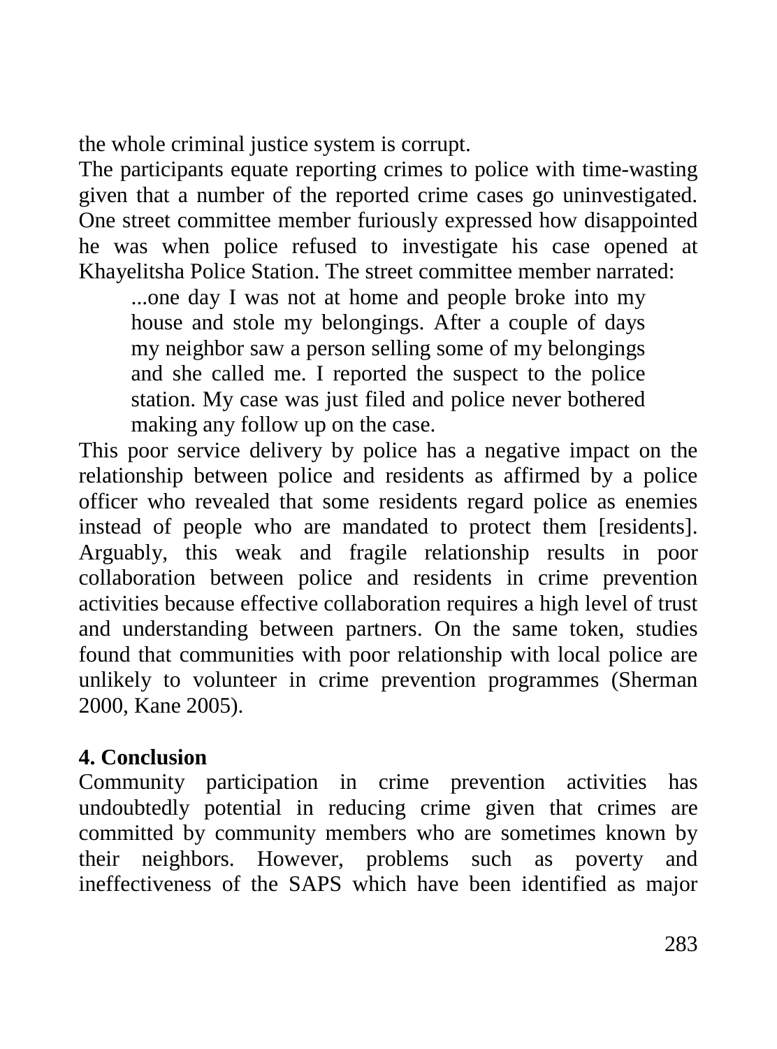the whole criminal justice system is corrupt.

The participants equate reporting crimes to police with time-wasting given that a number of the reported crime cases go uninvestigated. One street committee member furiously expressed how disappointed he was when police refused to investigate his case opened at Khayelitsha Police Station. The street committee member narrated:

> ...one day I was not at home and people broke into my house and stole my belongings. After a couple of days my neighbor saw a person selling some of my belongings and she called me. I reported the suspect to the police station. My case was just filed and police never bothered making any follow up on the case.

This poor service delivery by police has a negative impact on the relationship between police and residents as affirmed by a police officer who revealed that some residents regard police as enemies instead of people who are mandated to protect them [residents]. Arguably, this weak and fragile relationship results in poor collaboration between police and residents in crime prevention activities because effective collaboration requires a high level of trust and understanding between partners. On the same token, studies found that communities with poor relationship with local police are unlikely to volunteer in crime prevention programmes (Sherman 2000, Kane 2005).

## 4. Conclusion

Community participation in crime prevention activities has undoubtedly potential in reducing crime given that crimes are committed by community members who are sometimes known by their neighbors. However, problems such as poverty and ineffectiveness of the SAPS which have been identified as major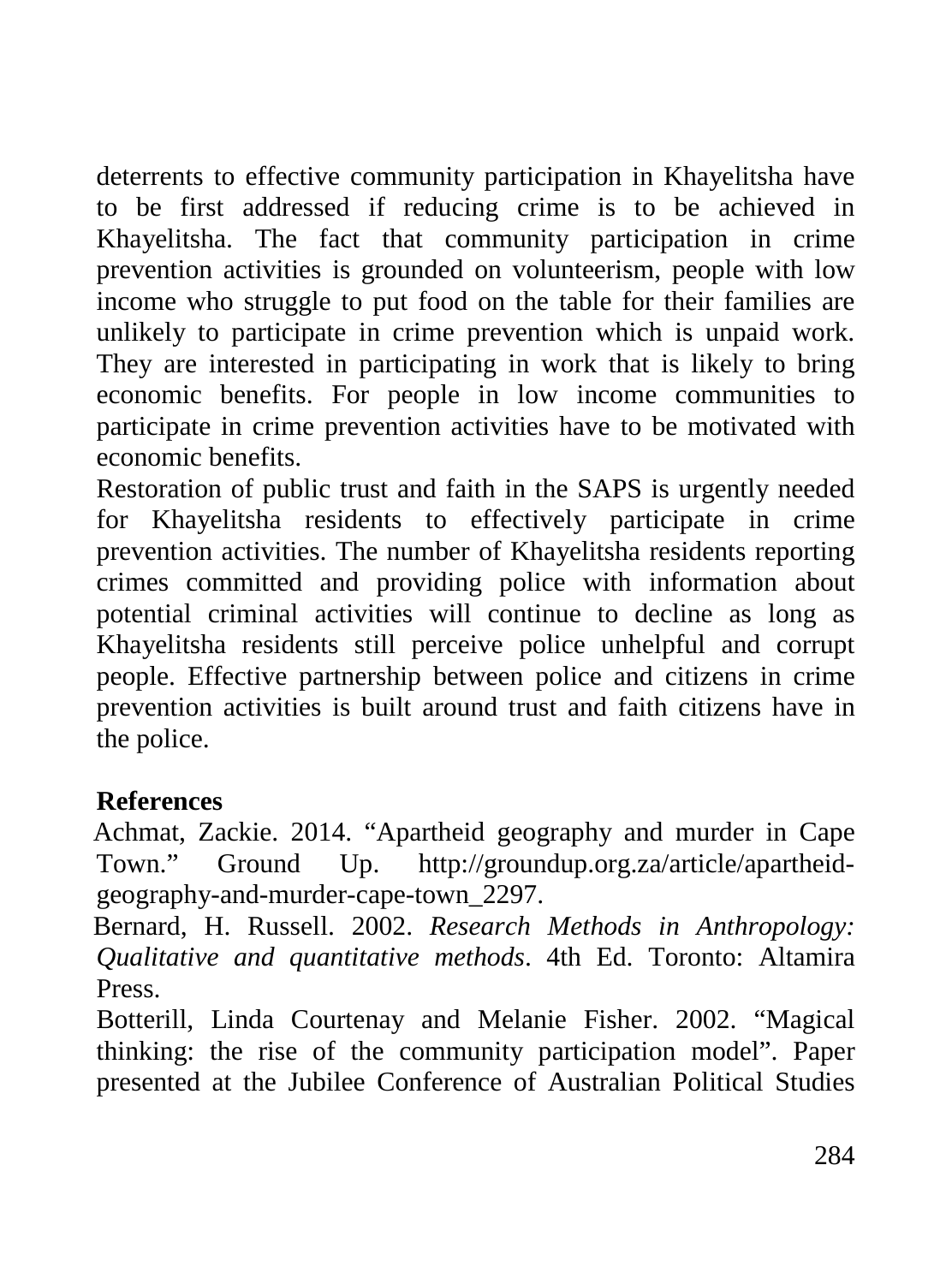deterrents to effective community participation in Khayelitsha have to be first addressed if reducing crime is to be achieved in Khayelitsha. The fact that community participation in crime prevention activities is grounded on volunteerism, people with low income who struggle to put food on the table for their families are unlikely to participate in crime prevention which is unpaid work. They are interested in participating in work that is likely to bring economic benefits. For people in low income communities to participate in crime prevention activities have to be motivated with economic benefits.

Restoration of public trust and faith in the SAPS is urgently needed for Khayelitsha residents to effectively participate in crime prevention activities. The number of Khayelitsha residents reporting crimes committed and providing police with information about potential criminal activities will continue to decline as long as Khayelitsha residents still perceive police unhelpful and corrupt people. Effective partnership between police and citizens in crime prevention activities is built around trust and faith citizens have in the police.

## References

Achmat, Zackie. 2014. "Apartheid geography and murder in Cape Town." Ground Up. http://groundup.org.za/article/apartheid-geography-and-murder-cape-town_2297.

Bernard, H. Russell. 2002. *Research Methods in Anthropology: Qualitative and quantitative methods*. 4th Ed. Toronto: Altamira Press.

Botterill, Linda Courtenay and Melanie Fisher. 2002. "Magical thinking: the rise of the community participation model". Paper presented at the Jubilee Conference of Australian Political Studies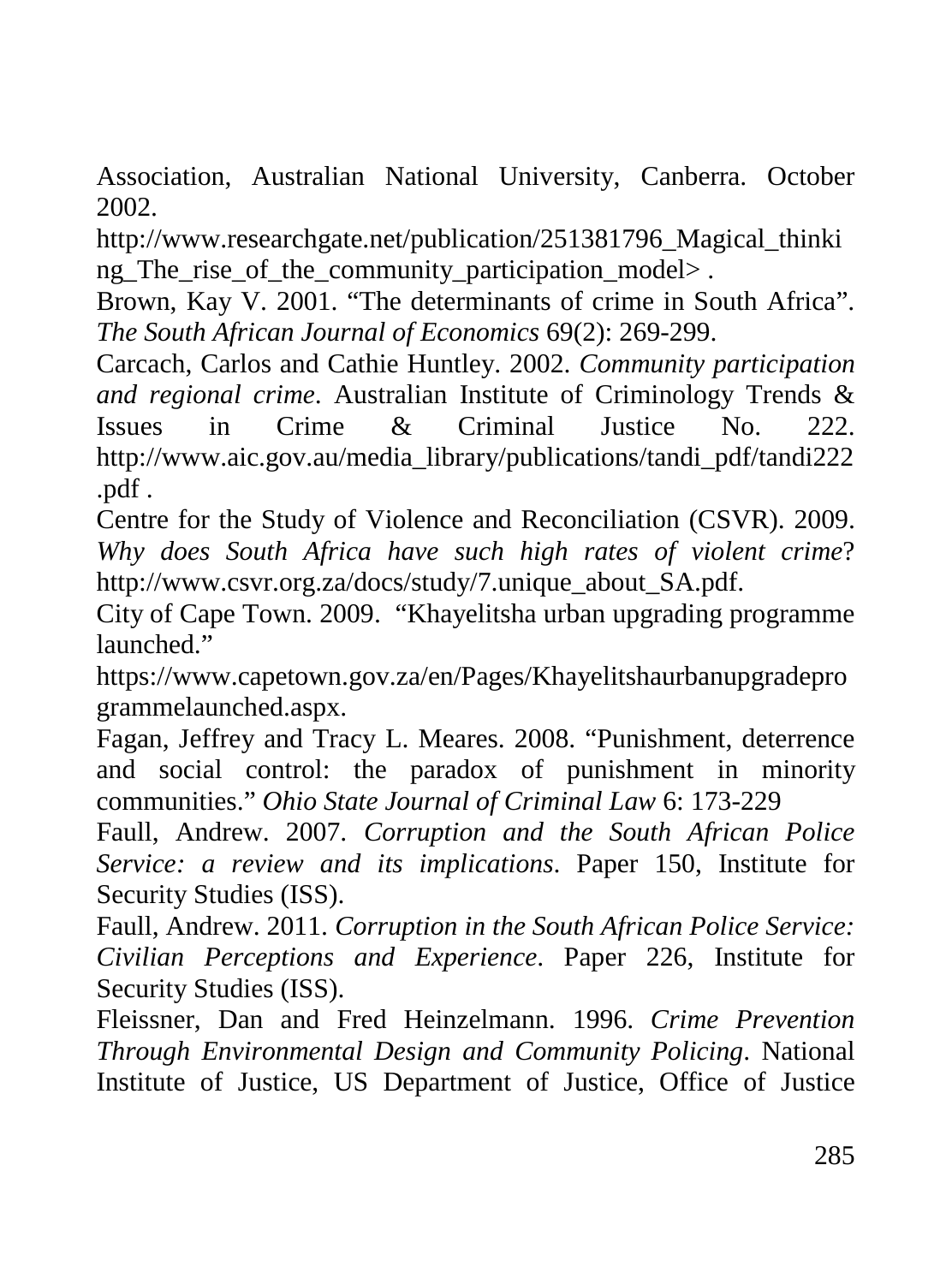Association, Australian National University, Canberra. October 2002. http://www.researchgate.net/publication/251381796_Magical_thinking_The_rise_of_the_community_participation_model> .

Brown, Kay V. 2001. "The determinants of crime in South Africa". *The South African Journal of Economics* 69(2): 269-299.

Carcach, Carlos and Cathie Huntley. 2002. *Community participation and regional crime*. Australian Institute of Criminology Trends & Issues in Crime & Criminal Justice No. 222. http://www.aic.gov.au/media_library/publications/tandi_pdf/tandi222.pdf .

Centre for the Study of Violence and Reconciliation (CSVR). 2009. *Why does South Africa have such high rates of violent crime*? http://www.csvr.org.za/docs/study/7.unique_about_SA.pdf.

City of Cape Town. 2009. "Khayelitsha urban upgrading programme launched." https://www.capetown.gov.za/en/Pages/Khayelitshaurbanupgradeprogrammelaunched.aspx.

Fagan, Jeffrey and Tracy L. Meares. 2008. "Punishment, deterrence and social control: the paradox of punishment in minority communities." *Ohio State Journal of Criminal Law* 6: 173-229

Faull, Andrew. 2007. *Corruption and the South African Police Service: a review and its implications*. Paper 150, Institute for Security Studies (ISS).

Faull, Andrew. 2011. *Corruption in the South African Police Service: Civilian Perceptions and Experience*. Paper 226, Institute for Security Studies (ISS).

Fleissner, Dan and Fred Heinzelmann. 1996. *Crime Prevention Through Environmental Design and Community Policing*. National Institute of Justice, US Department of Justice, Office of Justice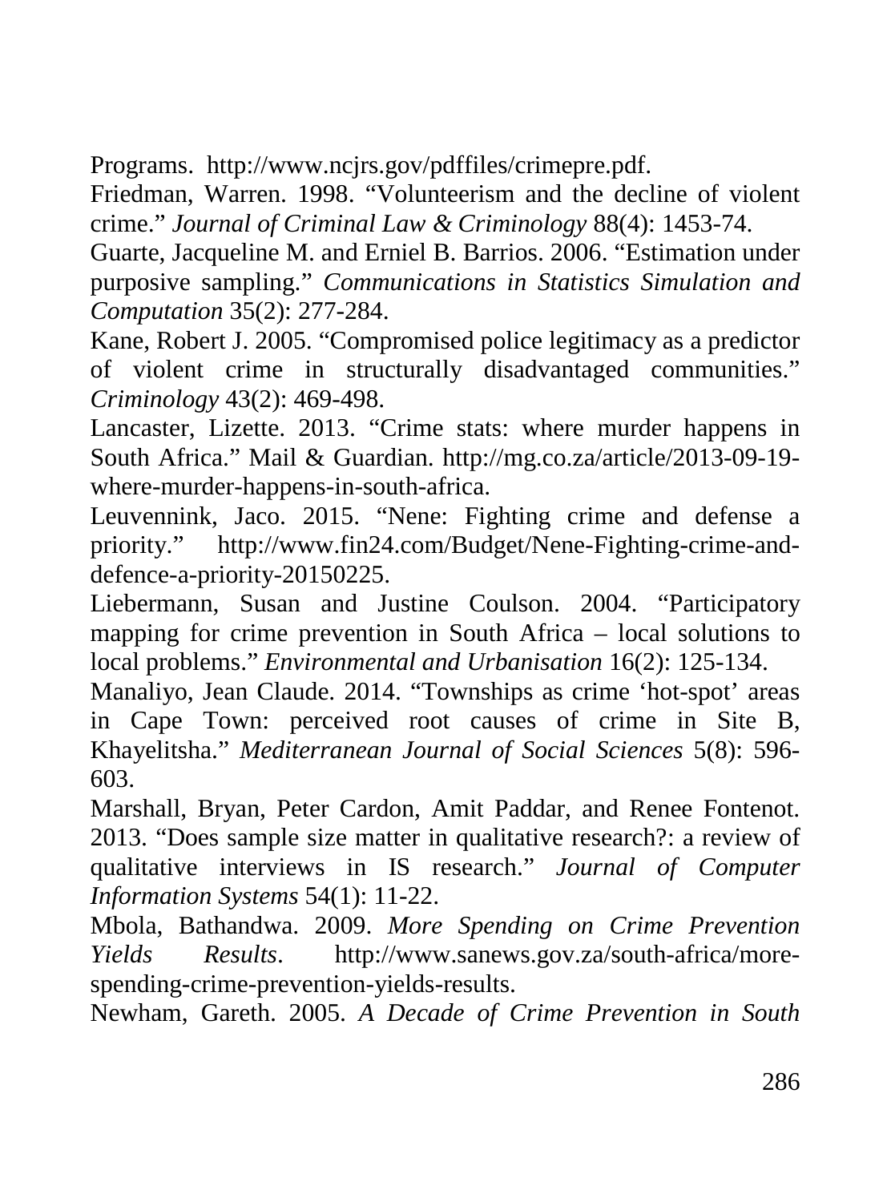Programs. http://www.ncjrs.gov/pdffiles/crimepre.pdf.

Friedman, Warren. 1998. "Volunteerism and the decline of violent crime." *Journal of Criminal Law & Criminology* 88(4): 1453-74.

Guarte, Jacqueline M. and Erniel B. Barrios. 2006. "Estimation under purposive sampling." *Communications in Statistics Simulation and Computation* 35(2): 277-284.

Kane, Robert J. 2005. "Compromised police legitimacy as a predictor of violent crime in structurally disadvantaged communities." *Criminology* 43(2): 469-498.

Lancaster, Lizette. 2013. "Crime stats: where murder happens in South Africa." Mail & Guardian. http://mg.co.za/article/2013-09-19-where-murder-happens-in-south-africa.

Leuvennink, Jaco. 2015. "Nene: Fighting crime and defense a priority." http://www.fin24.com/Budget/Nene-Fighting-crime-and-defence-a-priority-20150225.

Liebermann, Susan and Justine Coulson. 2004. "Participatory mapping for crime prevention in South Africa – local solutions to local problems." *Environmental and Urbanisation* 16(2): 125-134.

Manaliyo, Jean Claude. 2014. "Townships as crime 'hot-spot' areas in Cape Town: perceived root causes of crime in Site B, Khayelitsha." *Mediterranean Journal of Social Sciences* 5(8): 596-603.

Marshall, Bryan, Peter Cardon, Amit Paddar, and Renee Fontenot. 2013. "Does sample size matter in qualitative research?: a review of qualitative interviews in IS research." *Journal of Computer Information Systems* 54(1): 11-22.

Mbola, Bathandwa. 2009. *More Spending on Crime Prevention Yields Results*. http://www.sanews.gov.za/south-africa/more-spending-crime-prevention-yields-results.

Newham, Gareth. 2005. *A Decade of Crime Prevention in South*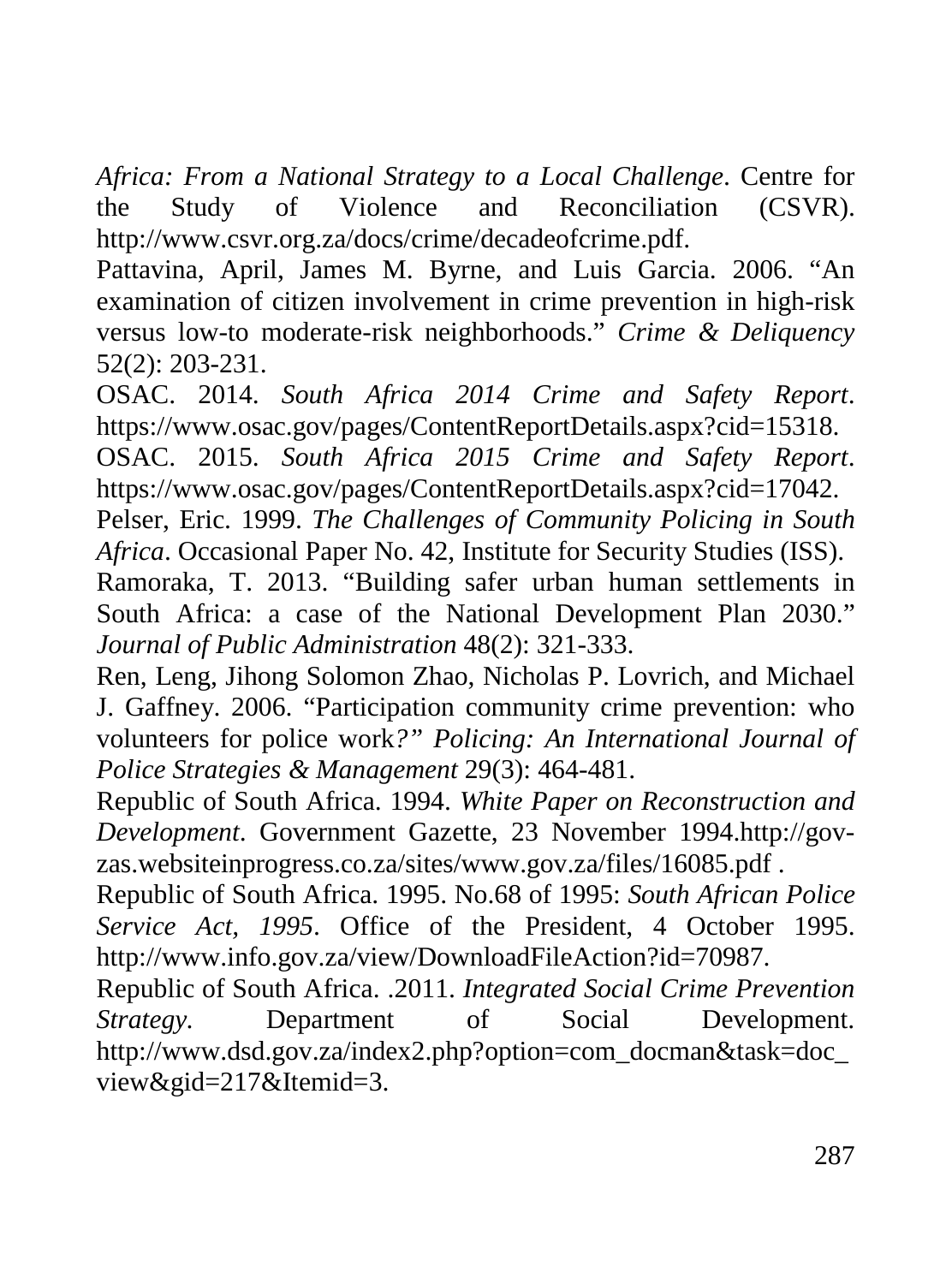*Africa: From a National Strategy to a Local Challenge*. Centre for the Study of Violence and Reconciliation (CSVR). http://www.csvr.org.za/docs/crime/decadeofcrime.pdf.

Pattavina, April, James M. Byrne, and Luis Garcia. 2006. "An examination of citizen involvement in crime prevention in high-risk versus low-to moderate-risk neighborhoods." *Crime & Deliquency* 52(2): 203-231.

OSAC. 2014. *South Africa 2014 Crime and Safety Report*. https://www.osac.gov/pages/ContentReportDetails.aspx?cid=15318.

OSAC. 2015. *South Africa 2015 Crime and Safety Report*. https://www.osac.gov/pages/ContentReportDetails.aspx?cid=17042.

Pelser, Eric. 1999. *The Challenges of Community Policing in South Africa*. Occasional Paper No. 42, Institute for Security Studies (ISS).

Ramoraka, T. 2013. "Building safer urban human settlements in South Africa: a case of the National Development Plan 2030." *Journal of Public Administration* 48(2): 321-333.

Ren, Leng, Jihong Solomon Zhao, Nicholas P. Lovrich, and Michael J. Gaffney. 2006. "Participation community crime prevention: who volunteers for police work*?" Policing: An International Journal of Police Strategies & Management* 29(3): 464-481.

Republic of South Africa. 1994. *White Paper on Reconstruction and Development*. Government Gazette, 23 November 1994.http://gov-zas.websiteinprogress.co.za/sites/www.gov.za/files/16085.pdf .

Republic of South Africa. 1995. No.68 of 1995: *South African Police Service Act, 1995*. Office of the President, 4 October 1995. http://www.info.gov.za/view/DownloadFileAction?id=70987.

Republic of South Africa. .2011. *Integrated Social Crime Prevention Strategy*. Department of Social Development. http://www.dsd.gov.za/index2.php?option=com_docman&task=doc_view&gid=217&Itemid=3.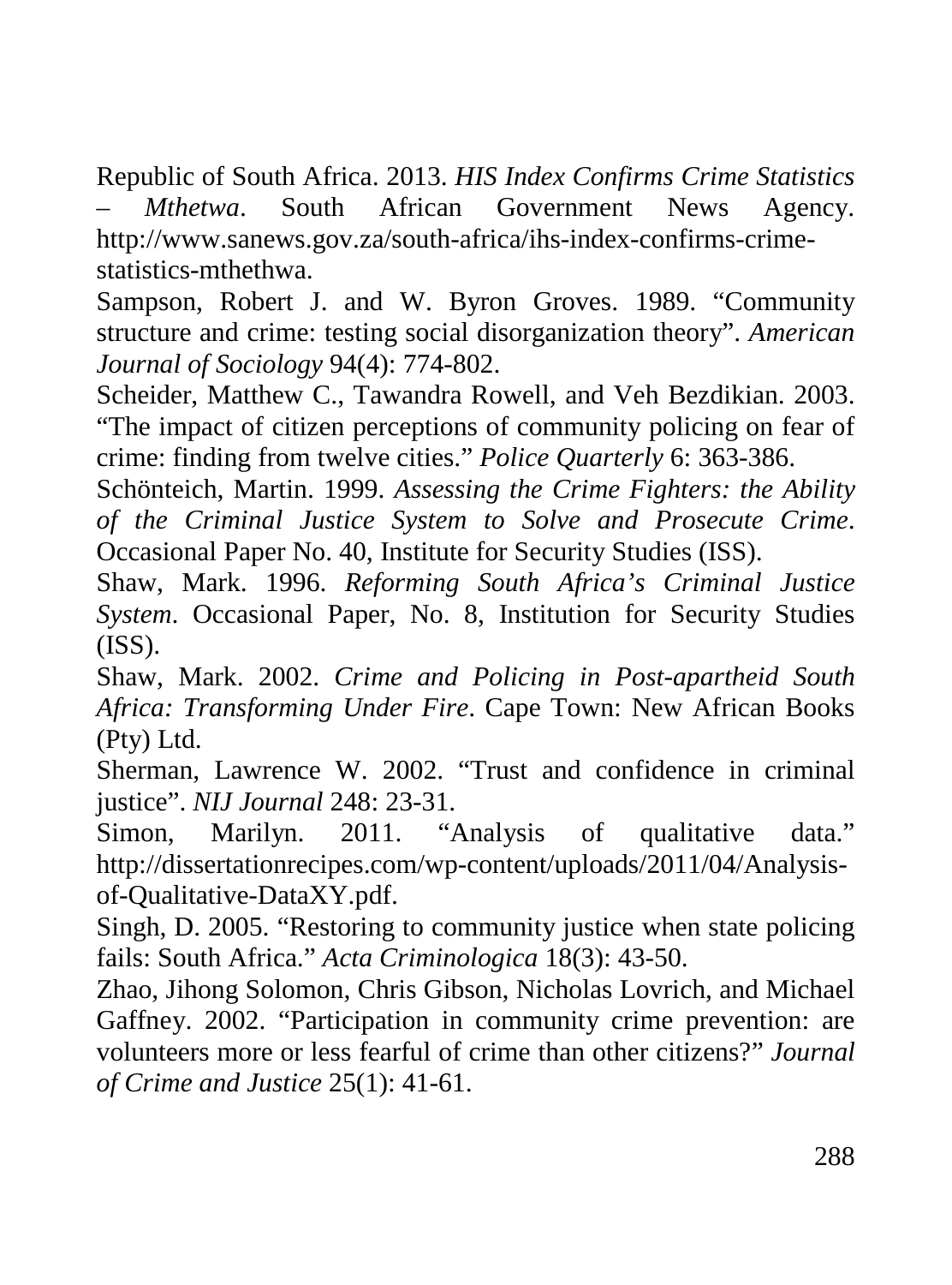Republic of South Africa. 2013. *HIS Index Confirms Crime Statistics – Mthetwa*. South African Government News Agency. http://www.sanews.gov.za/south-africa/ihs-index-confirms-crime-statistics-mthethwa.

Sampson, Robert J. and W. Byron Groves. 1989. "Community structure and crime: testing social disorganization theory". *American Journal of Sociology* 94(4): 774-802.

Scheider, Matthew C., Tawandra Rowell, and Veh Bezdikian. 2003. "The impact of citizen perceptions of community policing on fear of crime: finding from twelve cities." *Police Quarterly* 6: 363-386.

Schönteich, Martin. 1999. *Assessing the Crime Fighters: the Ability of the Criminal Justice System to Solve and Prosecute Crime*. Occasional Paper No. 40, Institute for Security Studies (ISS).

Shaw, Mark. 1996. *Reforming South Africa's Criminal Justice System*. Occasional Paper, No. 8, Institution for Security Studies (ISS).

Shaw, Mark. 2002. *Crime and Policing in Post-apartheid South Africa: Transforming Under Fire*. Cape Town: New African Books (Pty) Ltd.

Sherman, Lawrence W. 2002. "Trust and confidence in criminal justice". *NIJ Journal* 248: 23-31.

Simon, Marilyn. 2011. "Analysis of qualitative data." http://dissertationrecipes.com/wp-content/uploads/2011/04/Analysis-of-Qualitative-DataXY.pdf.

Singh, D. 2005. "Restoring to community justice when state policing fails: South Africa." *Acta Criminologica* 18(3): 43-50.

Zhao, Jihong Solomon, Chris Gibson, Nicholas Lovrich, and Michael Gaffney. 2002. "Participation in community crime prevention: are volunteers more or less fearful of crime than other citizens?" *Journal of Crime and Justice* 25(1): 41-61.